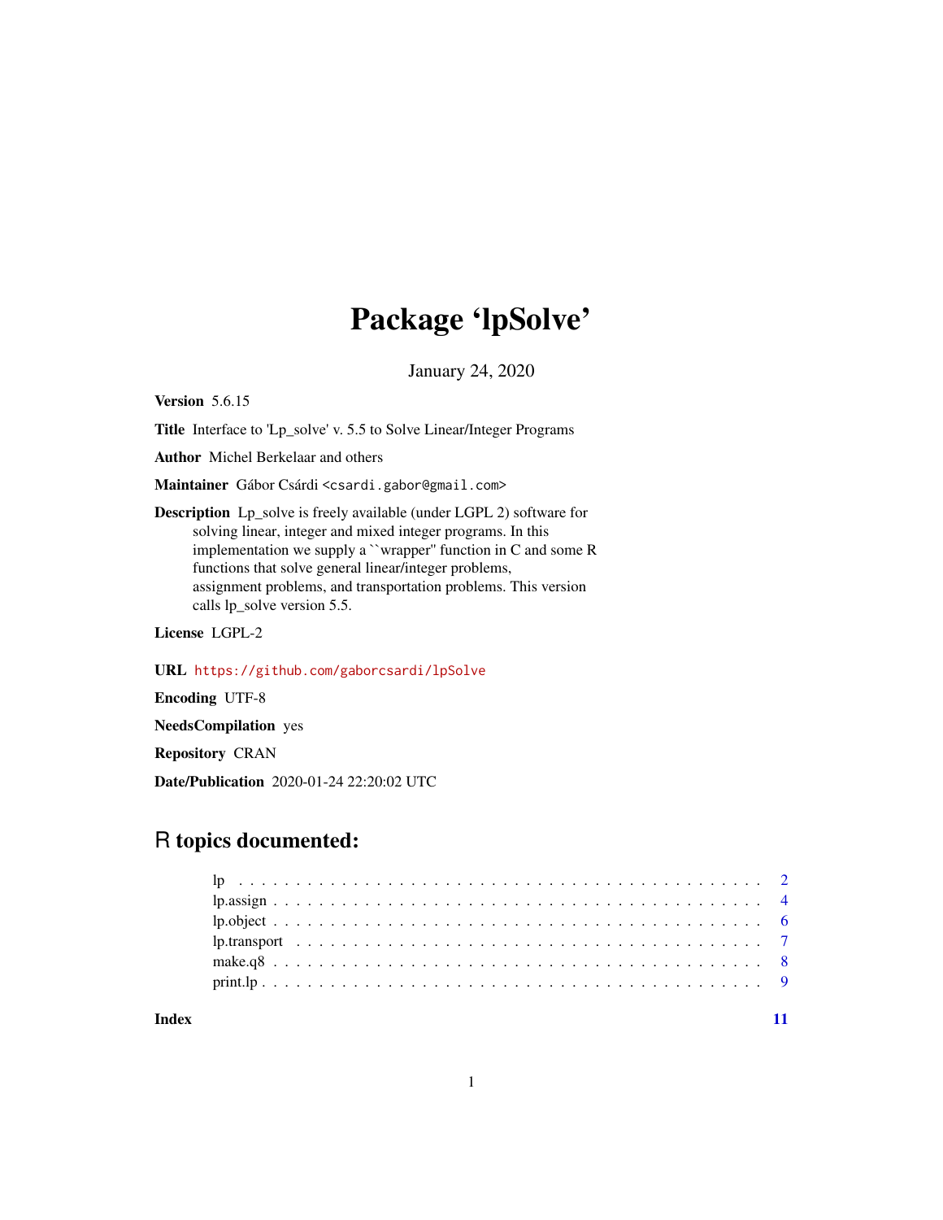# Package 'lpSolve'

January 24, 2020

**Version** 5.6.15

**Title** Interface to 'Lp_solve' v. 5.5 to Solve Linear/Integer Programs

**Author** Michel Berkelaar and others

**Maintainer** Gábor Csárdi <csardi.gabor@gmail.com>

**Description** Lp_solve is freely available (under LGPL 2) software for solving linear, integer and mixed integer programs. In this implementation we supply a ``wrapper'' function in C and some R functions that solve general linear/integer problems, assignment problems, and transportation problems. This version calls lp_solve version 5.5.

**License** LGPL-2

**URL** https://github.com/gaborcsardi/lpSolve

**Encoding** UTF-8

**NeedsCompilation** yes

**Repository** CRAN

**Date/Publication** 2020-01-24 22:20:02 UTC

## R topics documented:

- lp . . . . . . . . . . . . . . . . . . . . . . . . . . . . . . . . . . . . . . . . . . . 2
- lp.assign . . . . . . . . . . . . . . . . . . . . . . . . . . . . . . . . . . . . . . . 4
- lp.object . . . . . . . . . . . . . . . . . . . . . . . . . . . . . . . . . . . . . . . 6
- lp.transport . . . . . . . . . . . . . . . . . . . . . . . . . . . . . . . . . . . . . 7
- make.q8 . . . . . . . . . . . . . . . . . . . . . . . . . . . . . . . . . . . . . . . 8
- print.lp . . . . . . . . . . . . . . . . . . . . . . . . . . . . . . . . . . . . . . . 9

**Index** **11**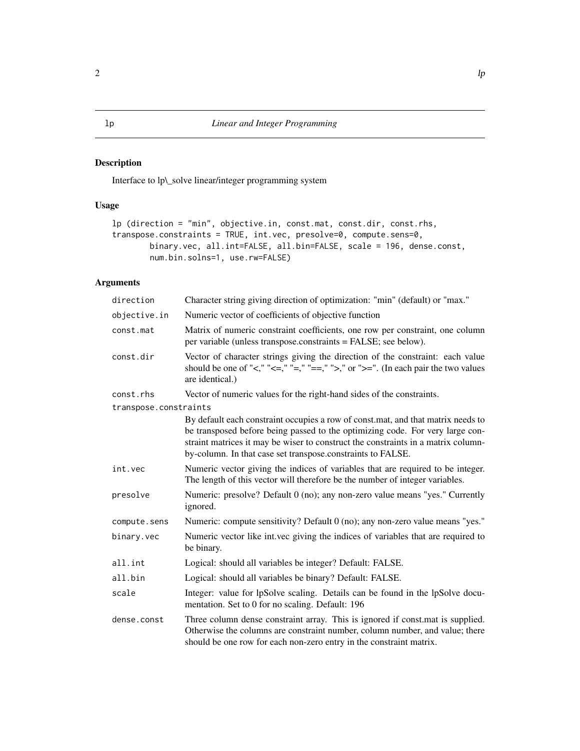lp — *Linear and Integer Programming*

## Description

Interface to lp\_solve linear/integer programming system

## Usage

```
lp (direction = "min", objective.in, const.mat, const.dir, const.rhs,
transpose.constraints = TRUE, int.vec, presolve=0, compute.sens=0,
        binary.vec, all.int=FALSE, all.bin=FALSE, scale = 196, dense.const,
        num.bin.solns=1, use.rw=FALSE)
```

## Arguments

| Argument | Description |
|---|---|
| `direction` | Character string giving direction of optimization: "min" (default) or "max." |
| `objective.in` | Numeric vector of coefficients of objective function |
| `const.mat` | Matrix of numeric constraint coefficients, one row per constraint, one column per variable (unless transpose.constraints = FALSE; see below). |
| `const.dir` | Vector of character strings giving the direction of the constraint: each value should be one of "<," "<=," "=," "==," ">," or ">=". (In each pair the two values are identical.) |
| `const.rhs` | Vector of numeric values for the right-hand sides of the constraints. |
| `transpose.constraints` | By default each constraint occupies a row of const.mat, and that matrix needs to be transposed before being passed to the optimizing code. For very large constraint matrices it may be wiser to construct the constraints in a matrix column-by-column. In that case set transpose.constraints to FALSE. |
| `int.vec` | Numeric vector giving the indices of variables that are required to be integer. The length of this vector will therefore be the number of integer variables. |
| `presolve` | Numeric: presolve? Default 0 (no); any non-zero value means "yes." Currently ignored. |
| `compute.sens` | Numeric: compute sensitivity? Default 0 (no); any non-zero value means "yes." |
| `binary.vec` | Numeric vector like int.vec giving the indices of variables that are required to be binary. |
| `all.int` | Logical: should all variables be integer? Default: FALSE. |
| `all.bin` | Logical: should all variables be binary? Default: FALSE. |
| `scale` | Integer: value for lpSolve scaling. Details can be found in the lpSolve documentation. Set to 0 for no scaling. Default: 196 |
| `dense.const` | Three column dense constraint array. This is ignored if const.mat is supplied. Otherwise the columns are constraint number, column number, and value; there should be one row for each non-zero entry in the constraint matrix. |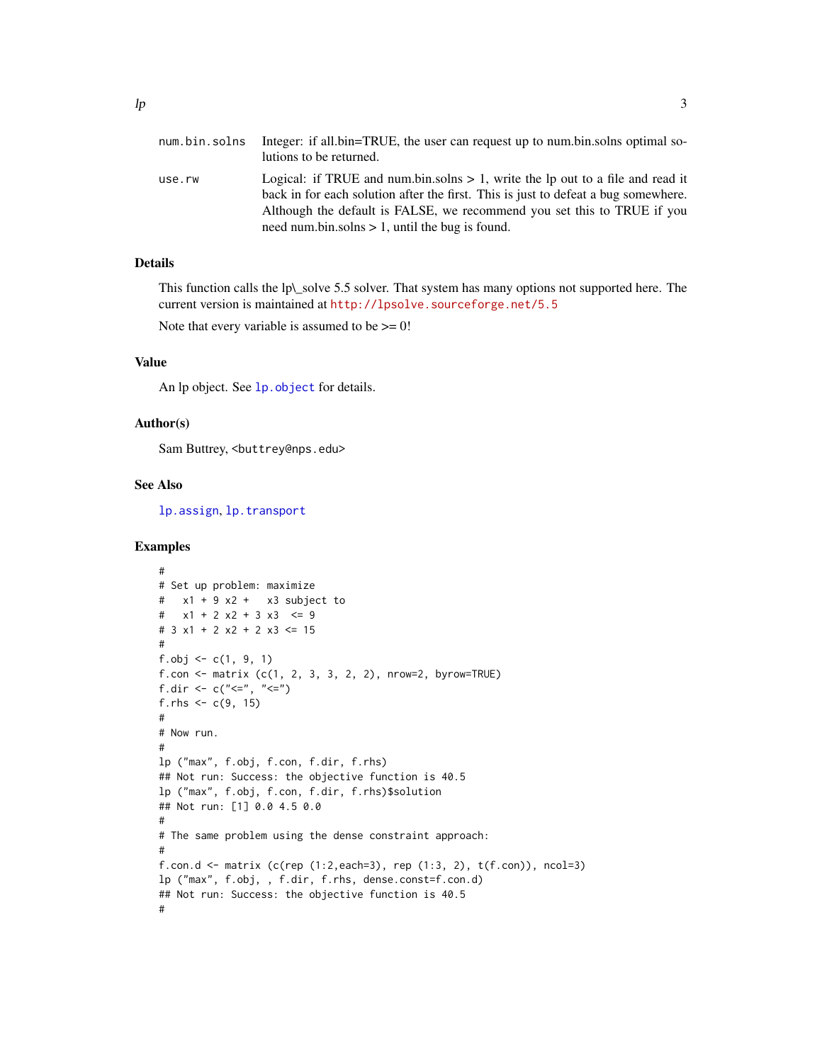| | |
|---|---|
| num.bin.solns | Integer: if all.bin=TRUE, the user can request up to num.bin.solns optimal solutions to be returned. |
| use.rw | Logical: if TRUE and num.bin.solns > 1, write the lp out to a file and read it back in for each solution after the first. This is just to defeat a bug somewhere. Although the default is FALSE, we recommend you set this to TRUE if you need num.bin.solns > 1, until the bug is found. |

## Details

This function calls the lp_solve 5.5 solver. That system has many options not supported here. The current version is maintained at http://lpsolve.sourceforge.net/5.5

Note that every variable is assumed to be >= 0!

## Value

An lp object. See `lp.object` for details.

## Author(s)

Sam Buttrey, <buttrey@nps.edu>

## See Also

`lp.assign`, `lp.transport`

## Examples

```
#
# Set up problem: maximize
#   x1 + 9 x2 +   x3 subject to
#   x1 + 2 x2 + 3 x3  <= 9
# 3 x1 + 2 x2 + 2 x3 <= 15
#
f.obj <- c(1, 9, 1)
f.con <- matrix (c(1, 2, 3, 3, 2, 2), nrow=2, byrow=TRUE)
f.dir <- c("<=", "<=")
f.rhs <- c(9, 15)
#
# Now run.
#
lp ("max", f.obj, f.con, f.dir, f.rhs)
## Not run: Success: the objective function is 40.5
lp ("max", f.obj, f.con, f.dir, f.rhs)$solution
## Not run: [1] 0.0 4.5 0.0
#
# The same problem using the dense constraint approach:
#
f.con.d <- matrix (c(rep (1:2,each=3), rep (1:3, 2), t(f.con)), ncol=3)
lp ("max", f.obj, , f.dir, f.rhs, dense.const=f.con.d)
## Not run: Success: the objective function is 40.5
#
```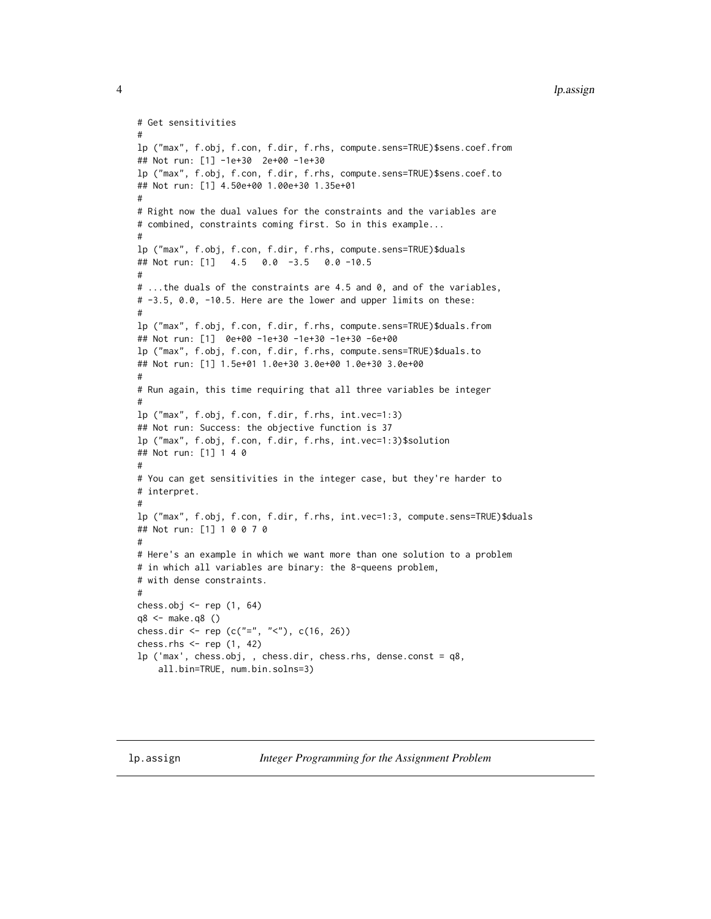```
# Get sensitivities
#
lp ("max", f.obj, f.con, f.dir, f.rhs, compute.sens=TRUE)$sens.coef.from
## Not run: [1] -1e+30  2e+00 -1e+30
lp ("max", f.obj, f.con, f.dir, f.rhs, compute.sens=TRUE)$sens.coef.to
## Not run: [1] 4.50e+00 1.00e+30 1.35e+01
#
# Right now the dual values for the constraints and the variables are
# combined, constraints coming first. So in this example...
#
lp ("max", f.obj, f.con, f.dir, f.rhs, compute.sens=TRUE)$duals
## Not run: [1]   4.5   0.0  -3.5   0.0 -10.5
#
# ...the duals of the constraints are 4.5 and 0, and of the variables,
# -3.5, 0.0, -10.5. Here are the lower and upper limits on these:
#
lp ("max", f.obj, f.con, f.dir, f.rhs, compute.sens=TRUE)$duals.from
## Not run: [1]  0e+00 -1e+30 -1e+30 -1e+30 -6e+00
lp ("max", f.obj, f.con, f.dir, f.rhs, compute.sens=TRUE)$duals.to
## Not run: [1] 1.5e+01 1.0e+30 3.0e+00 1.0e+30 3.0e+00
#
# Run again, this time requiring that all three variables be integer
#
lp ("max", f.obj, f.con, f.dir, f.rhs, int.vec=1:3)
## Not run: Success: the objective function is 37
lp ("max", f.obj, f.con, f.dir, f.rhs, int.vec=1:3)$solution
## Not run: [1] 1 4 0
#
# You can get sensitivities in the integer case, but they're harder to
# interpret.
#
lp ("max", f.obj, f.con, f.dir, f.rhs, int.vec=1:3, compute.sens=TRUE)$duals
## Not run: [1] 1 0 0 7 0
#
# Here's an example in which we want more than one solution to a problem
# in which all variables are binary: the 8-queens problem,
# with dense constraints.
#
chess.obj <- rep (1, 64)
q8 <- make.q8 ()
chess.dir <- rep (c("=", "<"), c(16, 26))
chess.rhs <- rep (1, 42)
lp ('max', chess.obj, , chess.dir, chess.rhs, dense.const = q8,
    all.bin=TRUE, num.bin.solns=3)
```

---

## lp.assign — *Integer Programming for the Assignment Problem*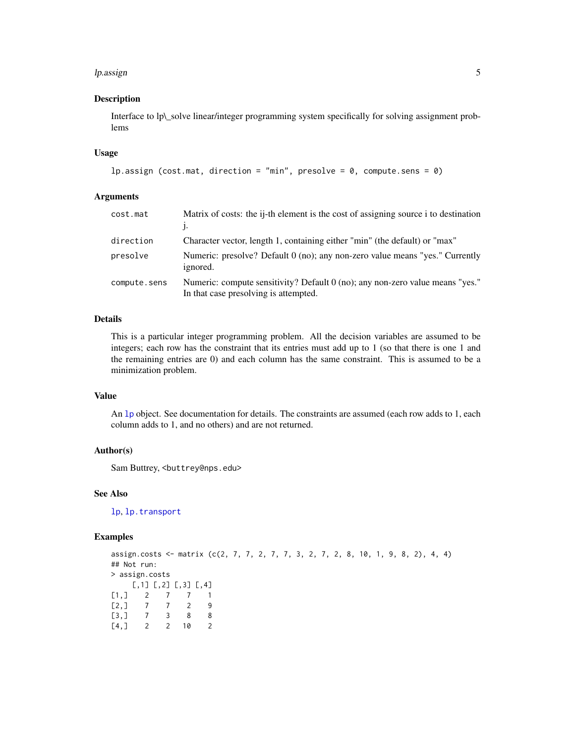## Description

Interface to lp\_solve linear/integer programming system specifically for solving assignment problems

## Usage

```
lp.assign (cost.mat, direction = "min", presolve = 0, compute.sens = 0)
```

## Arguments

| | |
|---|---|
| `cost.mat` | Matrix of costs: the ij-th element is the cost of assigning source i to destination j. |
| `direction` | Character vector, length 1, containing either "min" (the default) or "max" |
| `presolve` | Numeric: presolve? Default 0 (no); any non-zero value means "yes." Currently ignored. |
| `compute.sens` | Numeric: compute sensitivity? Default 0 (no); any non-zero value means "yes." In that case presolving is attempted. |

## Details

This is a particular integer programming problem. All the decision variables are assumed to be integers; each row has the constraint that its entries must add up to 1 (so that there is one 1 and the remaining entries are 0) and each column has the same constraint. This is assumed to be a minimization problem.

## Value

An `lp` object. See documentation for details. The constraints are assumed (each row adds to 1, each column adds to 1, and no others) and are not returned.

## Author(s)

Sam Buttrey, <buttrey@nps.edu>

## See Also

`lp`, `lp.transport`

## Examples

```
assign.costs <- matrix (c(2, 7, 7, 2, 7, 7, 3, 2, 7, 2, 8, 10, 1, 9, 8, 2), 4, 4)
## Not run:
> assign.costs
     [,1] [,2] [,3] [,4]
[1,]    2    7    7    1
[2,]    7    7    2    9
[3,]    7    3    8    8
[4,]    2    2   10    2
```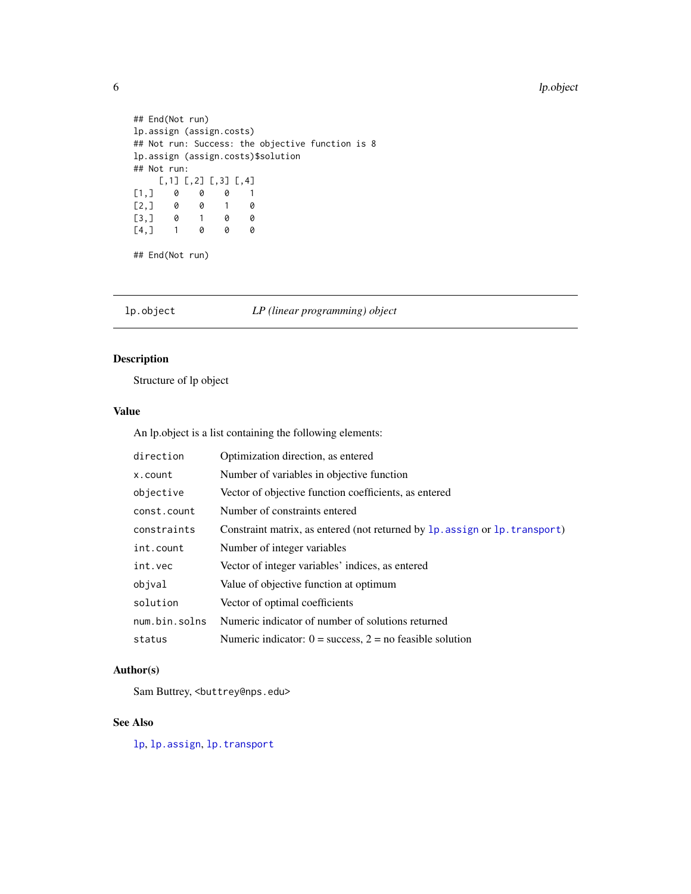```
## End(Not run)
lp.assign (assign.costs)
## Not run: Success: the objective function is 8
lp.assign (assign.costs)$solution
## Not run:
     [,1] [,2] [,3] [,4]
[1,]    0    0    0    1
[2,]    0    0    1    0
[3,]    0    1    0    0
[4,]    1    0    0    0

## End(Not run)
```

---

## lp.object — *LP (linear programming) object*

---

### Description

Structure of lp object

### Value

An lp.object is a list containing the following elements:

| | |
|---|---|
| `direction` | Optimization direction, as entered |
| `x.count` | Number of variables in objective function |
| `objective` | Vector of objective function coefficients, as entered |
| `const.count` | Number of constraints entered |
| `constraints` | Constraint matrix, as entered (not returned by `lp.assign` or `lp.transport`) |
| `int.count` | Number of integer variables |
| `int.vec` | Vector of integer variables' indices, as entered |
| `objval` | Value of objective function at optimum |
| `solution` | Vector of optimal coefficients |
| `num.bin.solns` | Numeric indicator of number of solutions returned |
| `status` | Numeric indicator: 0 = success, 2 = no feasible solution |

### Author(s)

Sam Buttrey, `<buttrey@nps.edu>`

### See Also

`lp`, `lp.assign`, `lp.transport`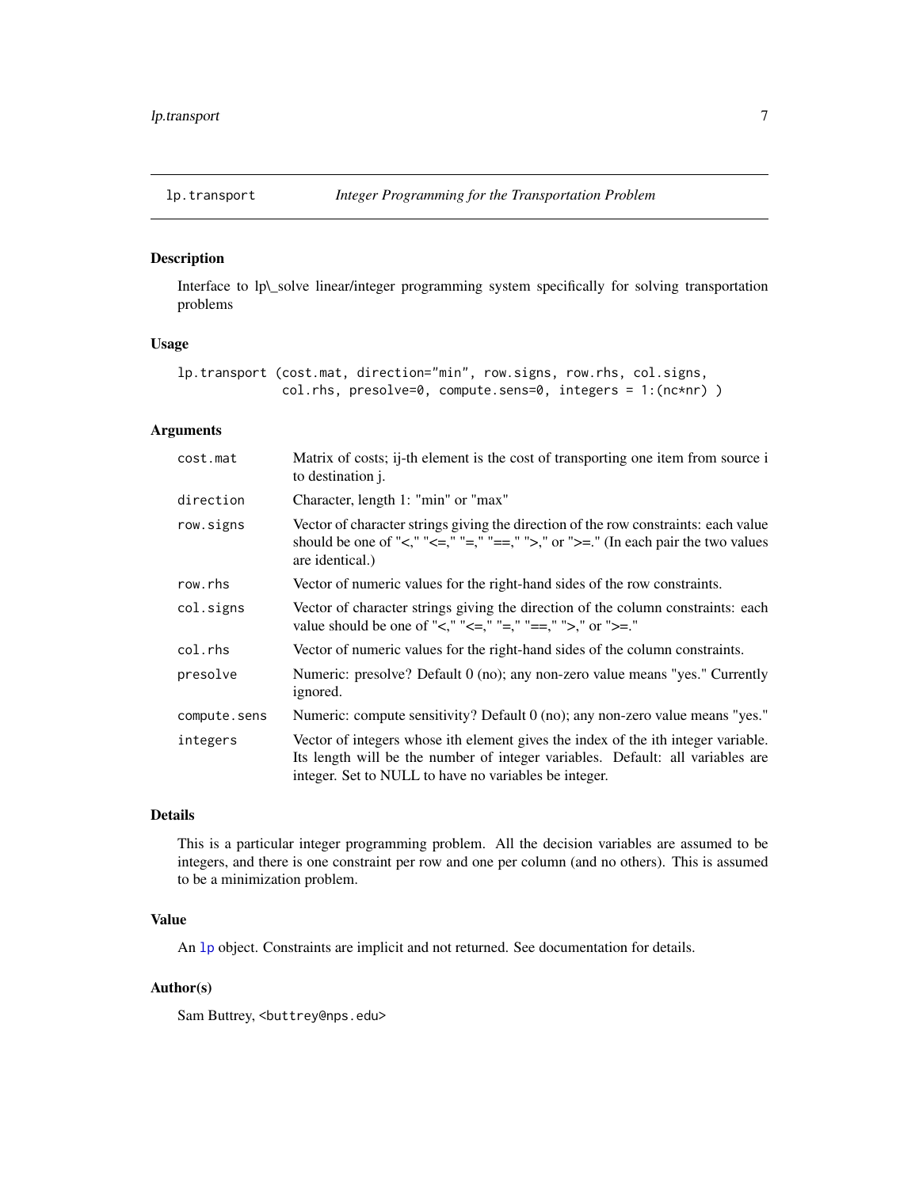## lp.transport — *Integer Programming for the Transportation Problem*

### Description

Interface to lp\_solve linear/integer programming system specifically for solving transportation problems

### Usage

```
lp.transport (cost.mat, direction="min", row.signs, row.rhs, col.signs,
              col.rhs, presolve=0, compute.sens=0, integers = 1:(nc*nr) )
```

### Arguments

| | |
|---|---|
| `cost.mat` | Matrix of costs; ij-th element is the cost of transporting one item from source i to destination j. |
| `direction` | Character, length 1: "min" or "max" |
| `row.signs` | Vector of character strings giving the direction of the row constraints: each value should be one of "<," "<=," "=," "==," ">," or ">=." (In each pair the two values are identical.) |
| `row.rhs` | Vector of numeric values for the right-hand sides of the row constraints. |
| `col.signs` | Vector of character strings giving the direction of the column constraints: each value should be one of "<," "<=," "=," "==," ">," or ">=." |
| `col.rhs` | Vector of numeric values for the right-hand sides of the column constraints. |
| `presolve` | Numeric: presolve? Default 0 (no); any non-zero value means "yes." Currently ignored. |
| `compute.sens` | Numeric: compute sensitivity? Default 0 (no); any non-zero value means "yes." |
| `integers` | Vector of integers whose ith element gives the index of the ith integer variable. Its length will be the number of integer variables. Default: all variables are integer. Set to NULL to have no variables be integer. |

### Details

This is a particular integer programming problem. All the decision variables are assumed to be integers, and there is one constraint per row and one per column (and no others). This is assumed to be a minimization problem.

### Value

An `lp` object. Constraints are implicit and not returned. See documentation for details.

### Author(s)

Sam Buttrey, <buttrey@nps.edu>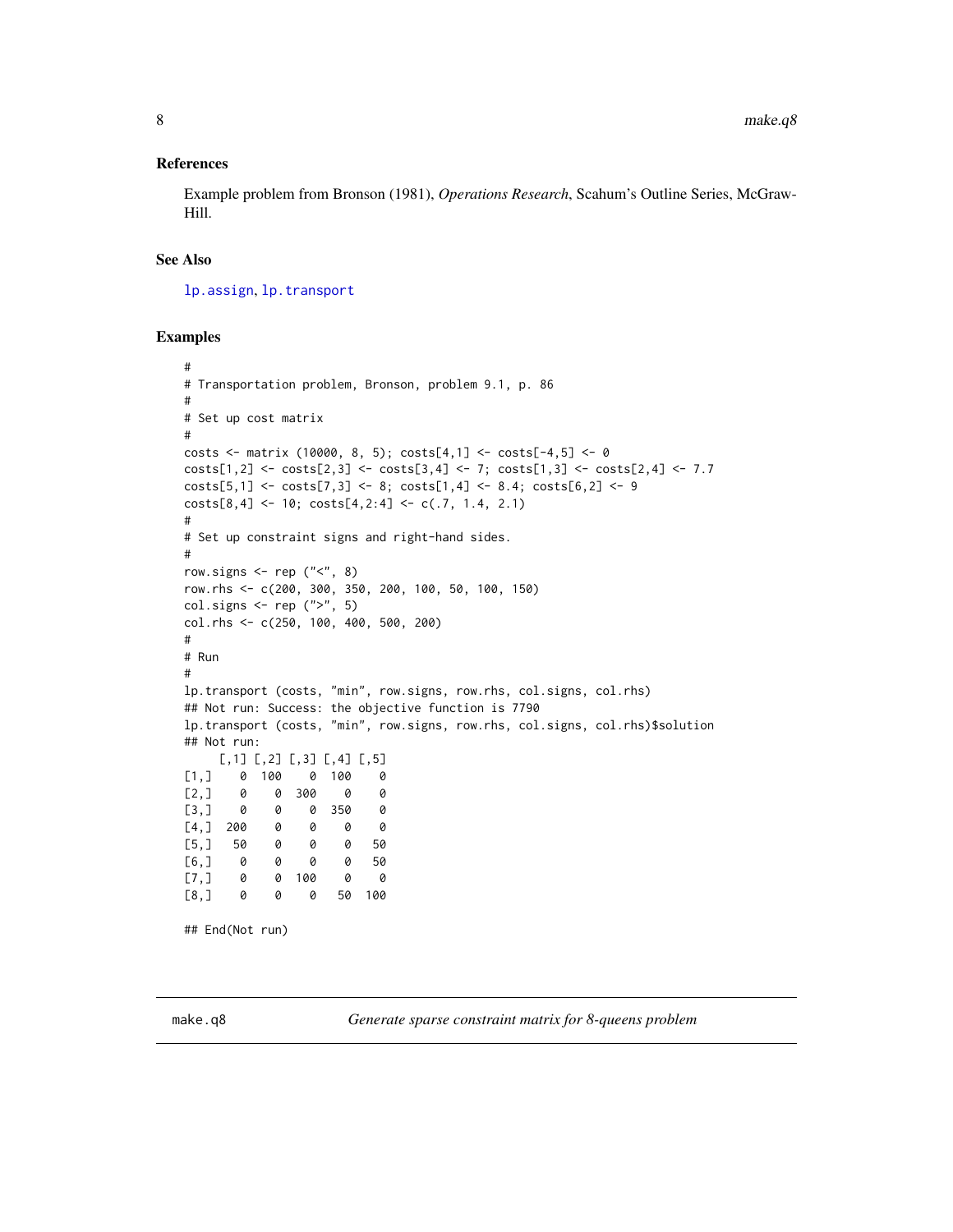### References

Example problem from Bronson (1981), *Operations Research*, Scahum's Outline Series, McGraw-Hill.

### See Also

lp.assign, lp.transport

### Examples

```
#
# Transportation problem, Bronson, problem 9.1, p. 86
#
# Set up cost matrix
#
costs <- matrix (10000, 8, 5); costs[4,1] <- costs[-4,5] <- 0
costs[1,2] <- costs[2,3] <- costs[3,4] <- 7; costs[1,3] <- costs[2,4] <- 7.7
costs[5,1] <- costs[7,3] <- 8; costs[1,4] <- 8.4; costs[6,2] <- 9
costs[8,4] <- 10; costs[4,2:4] <- c(.7, 1.4, 2.1)
#
# Set up constraint signs and right-hand sides.
#
row.signs <- rep ("<", 8)
row.rhs <- c(200, 300, 350, 200, 100, 50, 100, 150)
col.signs <- rep (">", 5)
col.rhs <- c(250, 100, 400, 500, 200)
#
# Run
#
lp.transport (costs, "min", row.signs, row.rhs, col.signs, col.rhs)
## Not run: Success: the objective function is 7790
lp.transport (costs, "min", row.signs, row.rhs, col.signs, col.rhs)$solution
## Not run:
     [,1] [,2] [,3] [,4] [,5]
[1,]    0  100    0  100    0
[2,]    0    0  300    0    0
[3,]    0    0    0  350    0
[4,]  200    0    0    0    0
[5,]   50    0    0    0   50
[6,]    0    0    0    0   50
[7,]    0    0  100    0    0
[8,]    0    0    0   50  100

## End(Not run)
```

---

## make.q8 &nbsp;&nbsp;&nbsp; *Generate sparse constraint matrix for 8-queens problem*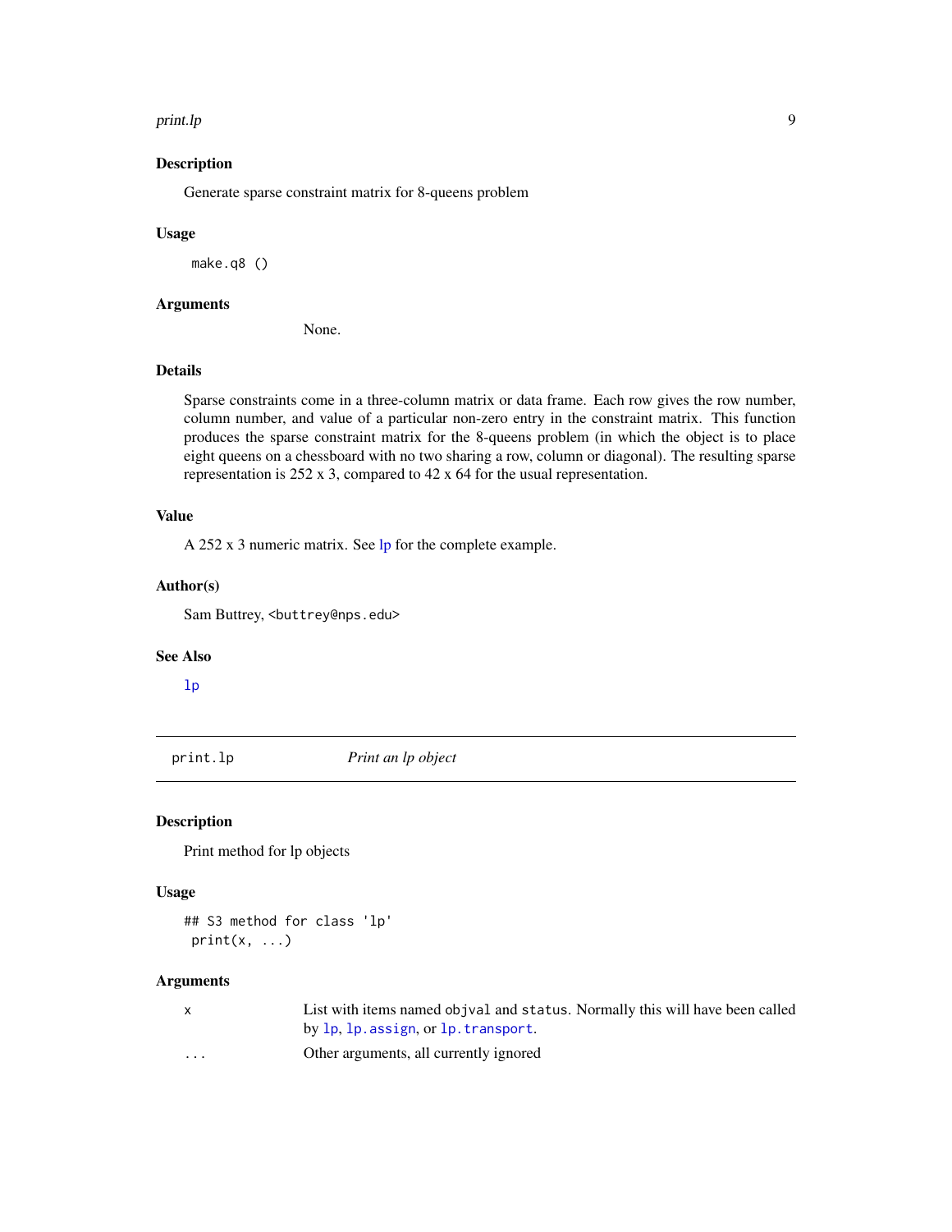## Description

Generate sparse constraint matrix for 8-queens problem

## Usage

```
make.q8 ()
```

## Arguments

None.

## Details

Sparse constraints come in a three-column matrix or data frame. Each row gives the row number, column number, and value of a particular non-zero entry in the constraint matrix. This function produces the sparse constraint matrix for the 8-queens problem (in which the object is to place eight queens on a chessboard with no two sharing a row, column or diagonal). The resulting sparse representation is 252 x 3, compared to 42 x 64 for the usual representation.

## Value

A 252 x 3 numeric matrix. See lp for the complete example.

## Author(s)

Sam Buttrey, <buttrey@nps.edu>

## See Also

`lp`

---

# print.lp — *Print an lp object*

## Description

Print method for lp objects

## Usage

```
## S3 method for class 'lp'
print(x, ...)
```

## Arguments

| | |
|---|---|
| x | List with items named `objval` and `status`. Normally this will have been called by `lp`, `lp.assign`, or `lp.transport`. |
| ... | Other arguments, all currently ignored |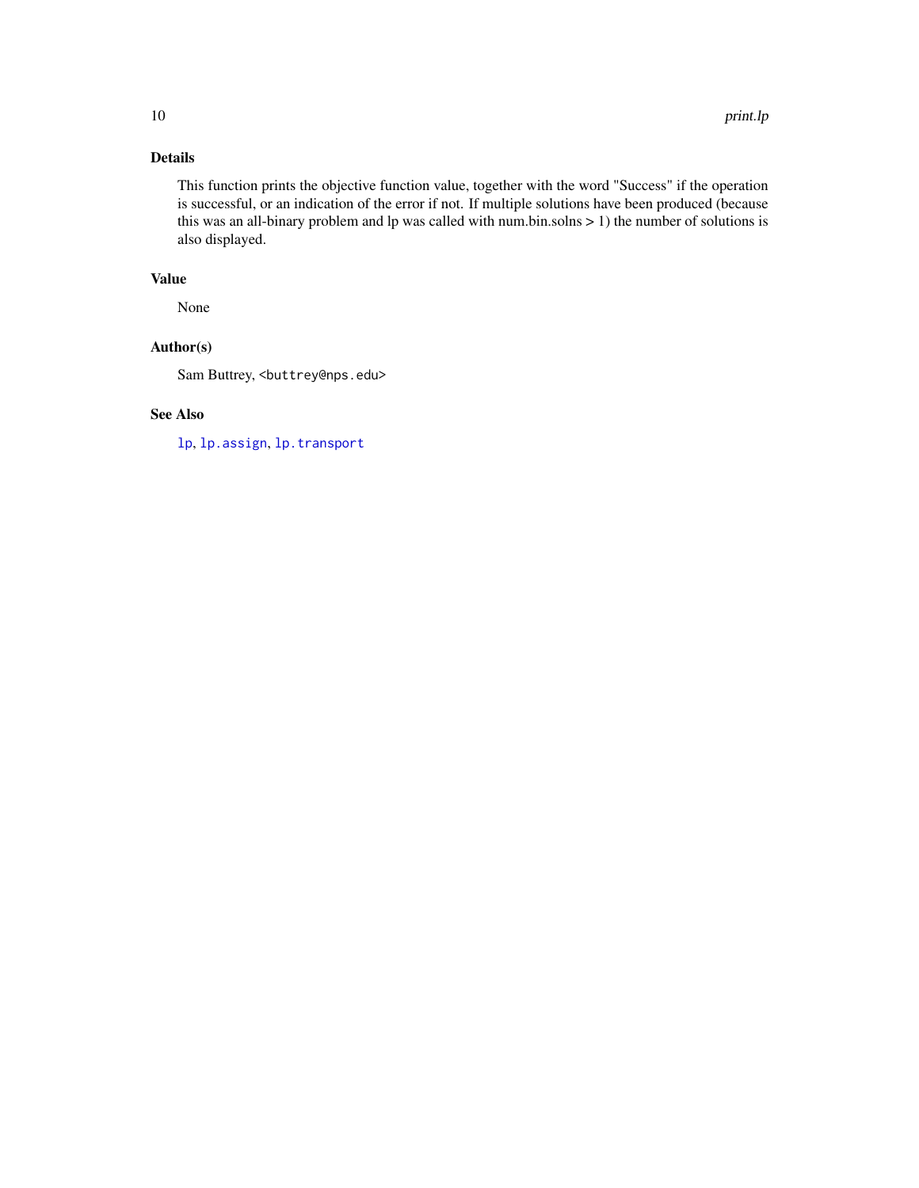## Details

This function prints the objective function value, together with the word "Success" if the operation is successful, or an indication of the error if not. If multiple solutions have been produced (because this was an all-binary problem and lp was called with num.bin.solns > 1) the number of solutions is also displayed.

## Value

None

## Author(s)

Sam Buttrey, <buttrey@nps.edu>

## See Also

`lp`, `lp.assign`, `lp.transport`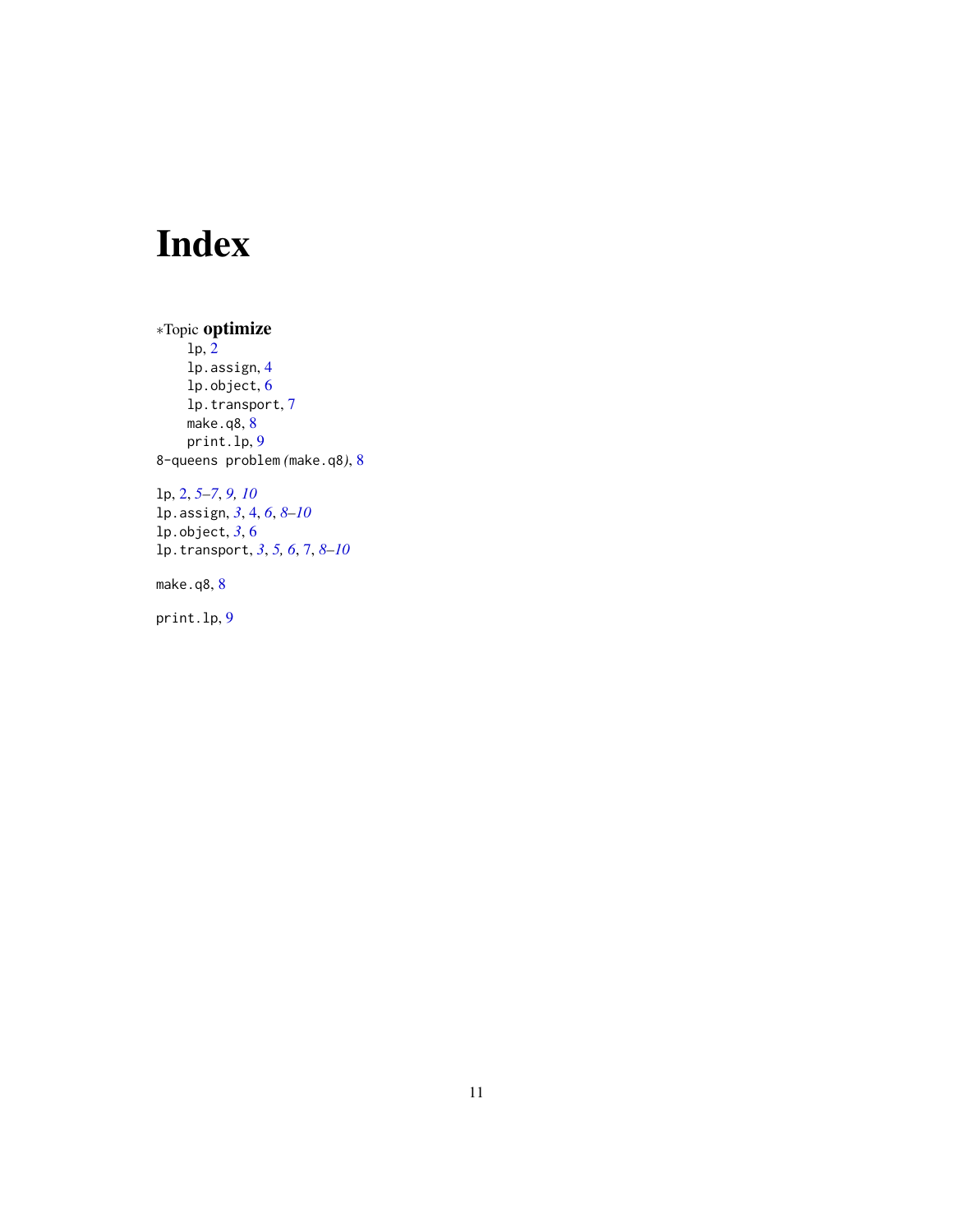# Index

*Topic **optimize**

- lp, 2
- lp.assign, 4
- lp.object, 6
- lp.transport, 7
- make.q8, 8
- print.lp, 9

8-queens problem (make.q8), 8

lp, 2, *5–7*, *9, 10*
lp.assign, *3*, 4, *6*, *8–10*
lp.object, *3*, 6
lp.transport, *3*, *5, 6*, 7, *8–10*

make.q8, 8

print.lp, 9